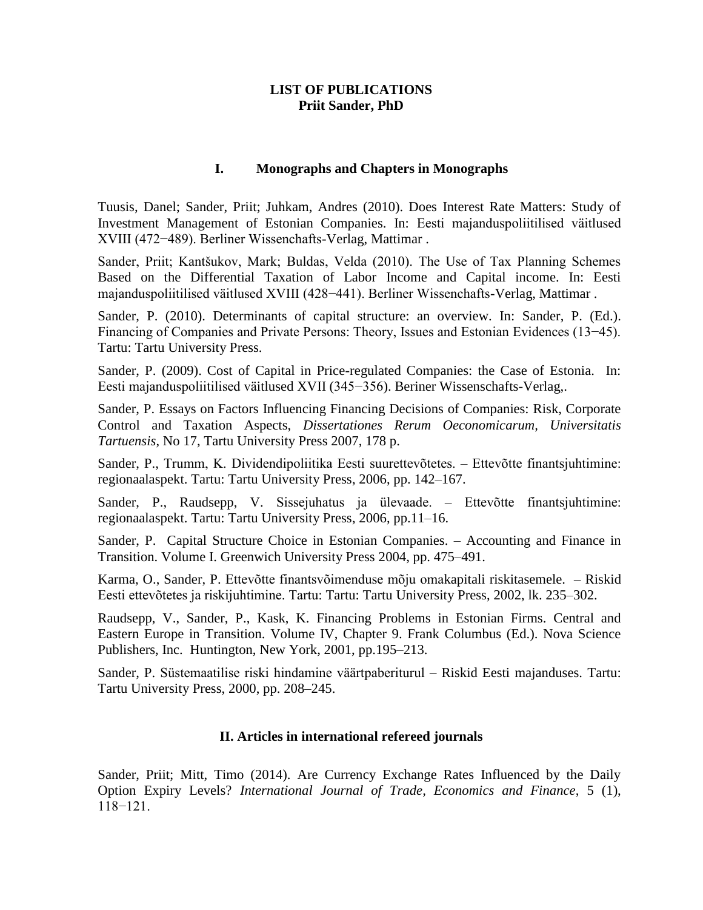# LIST OF PUBLICATIONS
**Priit Sander, PhD**

## I. Monographs and Chapters in Monographs

Tuusis, Danel; Sander, Priit; Juhkam, Andres (2010). Does Interest Rate Matters: Study of Investment Management of Estonian Companies. In: Eesti majanduspoliitilised väitlused XVIII (472−489). Berliner Wissenchafts-Verlag, Mattimar .

Sander, Priit; Kantšukov, Mark; Buldas, Velda (2010). The Use of Tax Planning Schemes Based on the Differential Taxation of Labor Income and Capital income. In: Eesti majanduspoliitilised väitlused XVIII (428−441). Berliner Wissenchafts-Verlag, Mattimar .

Sander, P. (2010). Determinants of capital structure: an overview. In: Sander, P. (Ed.). Financing of Companies and Private Persons: Theory, Issues and Estonian Evidences (13−45). Tartu: Tartu University Press.

Sander, P. (2009). Cost of Capital in Price-regulated Companies: the Case of Estonia. In: Eesti majanduspoliitilised väitlused XVII (345−356). Beriner Wissenschafts-Verlag,.

Sander, P. Essays on Factors Influencing Financing Decisions of Companies: Risk, Corporate Control and Taxation Aspects, *Dissertationes Rerum Oeconomicarum, Universitatis Tartuensis*, No 17, Tartu University Press 2007, 178 p.

Sander, P., Trumm, K. Dividendipoliitika Eesti suurettevõtetes. – Ettevõtte finantsjuhtimine: regionaalaspekt. Tartu: Tartu University Press, 2006, pp. 142–167.

Sander, P., Raudsepp, V. Sissejuhatus ja ülevaade. – Ettevõtte finantsjuhtimine: regionaalaspekt. Tartu: Tartu University Press, 2006, pp.11–16.

Sander, P. Capital Structure Choice in Estonian Companies. – Accounting and Finance in Transition. Volume I. Greenwich University Press 2004, pp. 475–491.

Karma, O., Sander, P. Ettevõtte finantsvõimenduse mõju omakapitali riskitasemele. – Riskid Eesti ettevõtetes ja riskijuhtimine. Tartu: Tartu: Tartu University Press, 2002, lk. 235–302.

Raudsepp, V., Sander, P., Kask, K. Financing Problems in Estonian Firms. Central and Eastern Europe in Transition. Volume IV, Chapter 9. Frank Columbus (Ed.). Nova Science Publishers, Inc. Huntington, New York, 2001, pp.195–213.

Sander, P. Süstemaatilise riski hindamine väärtpaberiturul – Riskid Eesti majanduses. Tartu: Tartu University Press, 2000, pp. 208–245.

## II. Articles in international refereed journals

Sander, Priit; Mitt, Timo (2014). Are Currency Exchange Rates Influenced by the Daily Option Expiry Levels? *International Journal of Trade, Economics and Finance*, 5 (1), 118−121.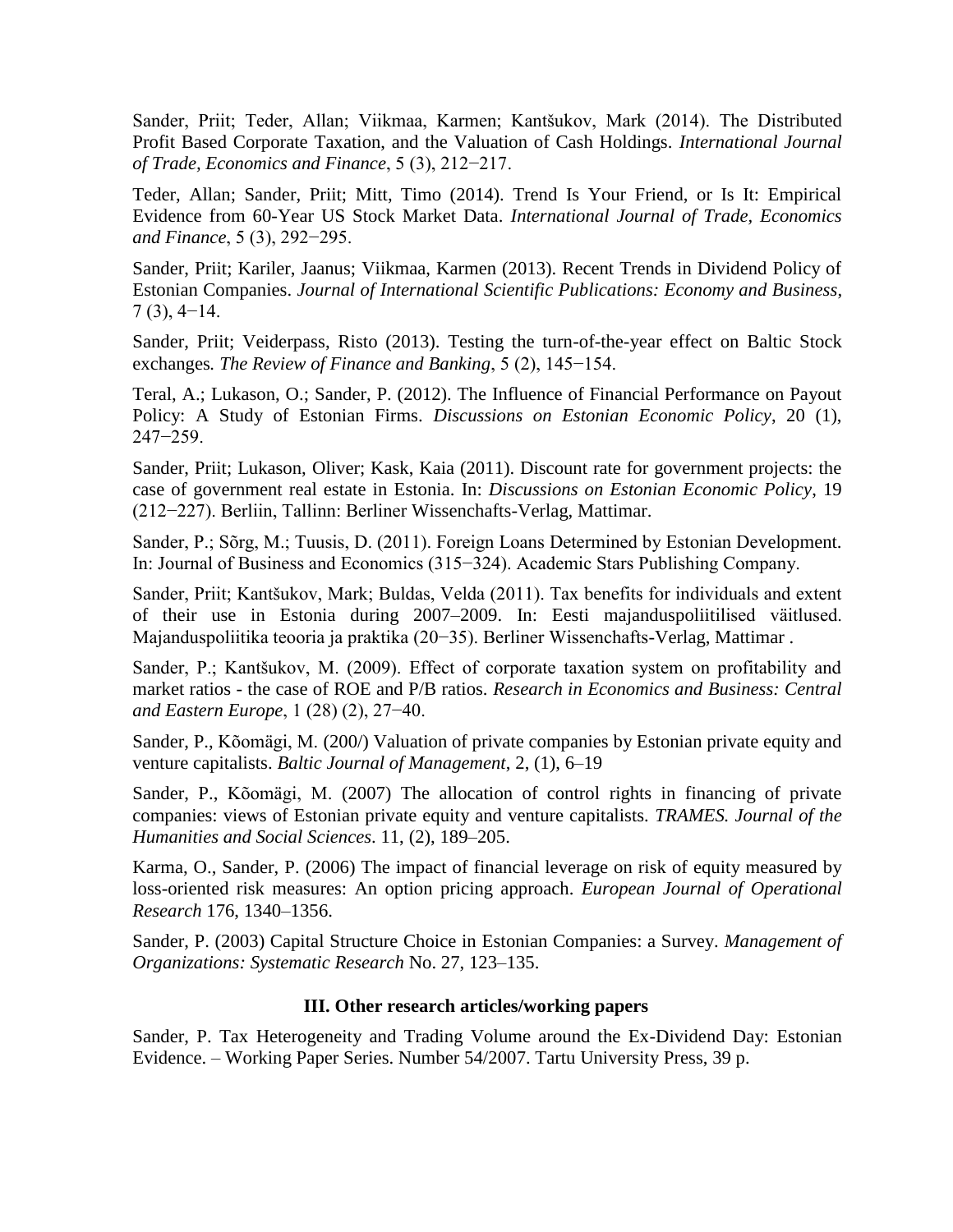Sander, Priit; Teder, Allan; Viikmaa, Karmen; Kantšukov, Mark (2014). The Distributed Profit Based Corporate Taxation, and the Valuation of Cash Holdings. *International Journal of Trade, Economics and Finance*, 5 (3), 212−217.

Teder, Allan; Sander, Priit; Mitt, Timo (2014). Trend Is Your Friend, or Is It: Empirical Evidence from 60-Year US Stock Market Data. *International Journal of Trade, Economics and Finance*, 5 (3), 292−295.

Sander, Priit; Kariler, Jaanus; Viikmaa, Karmen (2013). Recent Trends in Dividend Policy of Estonian Companies. *Journal of International Scientific Publications: Economy and Business*, 7 (3), 4−14.

Sander, Priit; Veiderpass, Risto (2013). Testing the turn-of-the-year effect on Baltic Stock exchanges*. The Review of Finance and Banking*, 5 (2), 145−154.

Teral, A.; Lukason, O.; Sander, P. (2012). The Influence of Financial Performance on Payout Policy: A Study of Estonian Firms. *Discussions on Estonian Economic Policy*, 20 (1), 247−259.

Sander, Priit; Lukason, Oliver; Kask, Kaia (2011). Discount rate for government projects: the case of government real estate in Estonia. In: *Discussions on Estonian Economic Policy*, 19 (212−227). Berliin, Tallinn: Berliner Wissenchafts-Verlag, Mattimar.

Sander, P.; Sõrg, M.; Tuusis, D. (2011). Foreign Loans Determined by Estonian Development. In: Journal of Business and Economics (315−324). Academic Stars Publishing Company.

Sander, Priit; Kantšukov, Mark; Buldas, Velda (2011). Tax benefits for individuals and extent of their use in Estonia during 2007–2009. In: Eesti majanduspoliitilised väitlused. Majanduspoliitika teooria ja praktika (20−35). Berliner Wissenchafts-Verlag, Mattimar .

Sander, P.; Kantšukov, M. (2009). Effect of corporate taxation system on profitability and market ratios - the case of ROE and P/B ratios. *Research in Economics and Business: Central and Eastern Europe*, 1 (28) (2), 27−40.

Sander, P., Kõomägi, M. (200/) Valuation of private companies by Estonian private equity and venture capitalists. *Baltic Journal of Management*, 2, (1), 6–19

Sander, P., Kõomägi, M. (2007) The allocation of control rights in financing of private companies: views of Estonian private equity and venture capitalists. *TRAMES. Journal of the Humanities and Social Sciences*. 11, (2), 189–205.

Karma, O., Sander, P. (2006) The impact of financial leverage on risk of equity measured by loss-oriented risk measures: An option pricing approach. *European Journal of Operational Research* 176, 1340–1356.

Sander, P. (2003) Capital Structure Choice in Estonian Companies: a Survey. *Management of Organizations: Systematic Research* No. 27, 123–135.

### III. Other research articles/working papers

Sander, P. Tax Heterogeneity and Trading Volume around the Ex-Dividend Day: Estonian Evidence. – Working Paper Series. Number 54/2007. Tartu University Press, 39 p.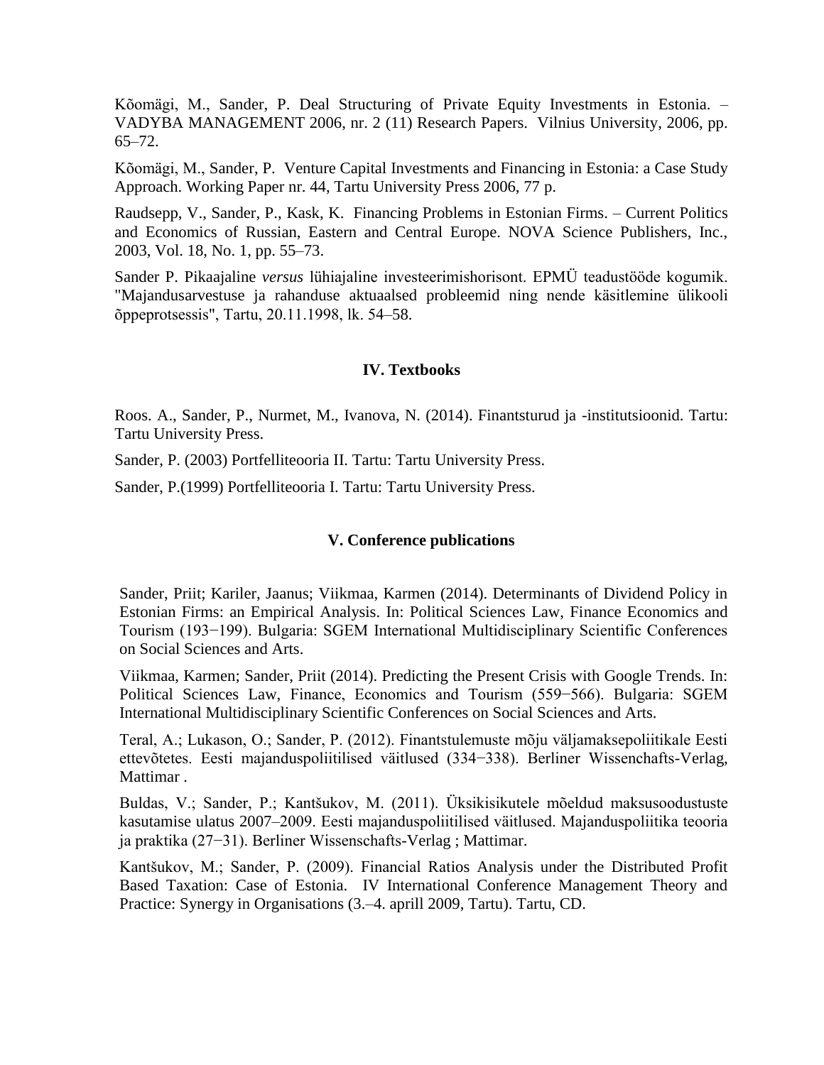Kõomägi, M., Sander, P. Deal Structuring of Private Equity Investments in Estonia. – VADYBA MANAGEMENT 2006, nr. 2 (11) Research Papers. Vilnius University, 2006, pp. 65–72.

Kõomägi, M., Sander, P. Venture Capital Investments and Financing in Estonia: a Case Study Approach. Working Paper nr. 44, Tartu University Press 2006, 77 p.

Raudsepp, V., Sander, P., Kask, K. Financing Problems in Estonian Firms. – Current Politics and Economics of Russian, Eastern and Central Europe. NOVA Science Publishers, Inc., 2003, Vol. 18, No. 1, pp. 55–73.

Sander P. Pikaajaline *versus* lühiajaline investeerimishorisont. EPMÜ teadustööde kogumik. "Majandusarvestuse ja rahanduse aktuaalsed probleemid ning nende käsitlemine ülikooli õppeprotsessis", Tartu, 20.11.1998, lk. 54–58.

## IV. Textbooks

Roos. A., Sander, P., Nurmet, M., Ivanova, N. (2014). Finantsturud ja -institutsioonid. Tartu: Tartu University Press.

Sander, P. (2003) Portfelliteooria II. Tartu: Tartu University Press.

Sander, P.(1999) Portfelliteooria I. Tartu: Tartu University Press.

## V. Conference publications

Sander, Priit; Kariler, Jaanus; Viikmaa, Karmen (2014). Determinants of Dividend Policy in Estonian Firms: an Empirical Analysis. In: Political Sciences Law, Finance Economics and Tourism (193−199). Bulgaria: SGEM International Multidisciplinary Scientific Conferences on Social Sciences and Arts.

Viikmaa, Karmen; Sander, Priit (2014). Predicting the Present Crisis with Google Trends. In: Political Sciences Law, Finance, Economics and Tourism (559−566). Bulgaria: SGEM International Multidisciplinary Scientific Conferences on Social Sciences and Arts.

Teral, A.; Lukason, O.; Sander, P. (2012). Finantstulemuste mõju väljamaksepoliitikale Eesti ettevõtetes. Eesti majanduspoliitilised väitlused (334−338). Berliner Wissenchafts-Verlag, Mattimar .

Buldas, V.; Sander, P.; Kantšukov, M. (2011). Üksikisikutele mõeldud maksusoodustuste kasutamise ulatus 2007–2009. Eesti majanduspoliitilised väitlused. Majanduspoliitika teooria ja praktika (27−31). Berliner Wissenschafts-Verlag ; Mattimar.

Kantšukov, M.; Sander, P. (2009). Financial Ratios Analysis under the Distributed Profit Based Taxation: Case of Estonia. IV International Conference Management Theory and Practice: Synergy in Organisations (3.–4. aprill 2009, Tartu). Tartu, CD.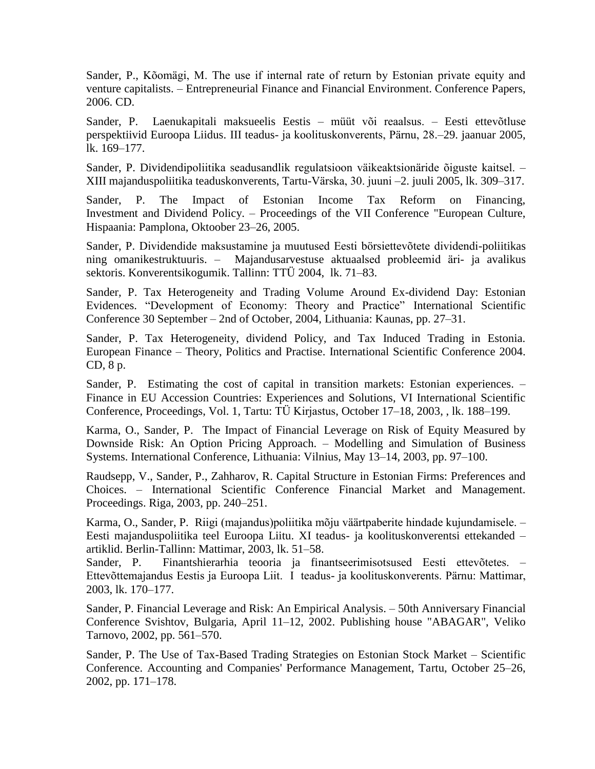Sander, P., Kõomägi, M. The use if internal rate of return by Estonian private equity and venture capitalists. – Entrepreneurial Finance and Financial Environment. Conference Papers, 2006. CD.

Sander, P. Laenukapitali maksueelis Eestis – müüt või reaalsus. – Eesti ettevõtluse perspektiivid Euroopa Liidus. III teadus- ja koolituskonverents, Pärnu, 28.–29. jaanuar 2005, lk. 169–177.

Sander, P. Dividendipoliitika seadusandlik regulatsioon väikeaktsionäride õiguste kaitsel. – XIII majanduspoliitika teaduskonverents, Tartu-Värska, 30. juuni –2. juuli 2005, lk. 309–317.

Sander, P. The Impact of Estonian Income Tax Reform on Financing, Investment and Dividend Policy. – Proceedings of the VII Conference "European Culture, Hispaania: Pamplona, Oktoober 23–26, 2005.

Sander, P. Dividendide maksustamine ja muutused Eesti börsiettevõtete dividendi-poliitikas ning omanikestruktuuris. – Majandusarvestuse aktuaalsed probleemid äri- ja avalikus sektoris. Konverentsikogumik. Tallinn: TTÜ 2004, lk. 71–83.

Sander, P. Tax Heterogeneity and Trading Volume Around Ex-dividend Day: Estonian Evidences. "Development of Economy: Theory and Practice" International Scientific Conference 30 September – 2nd of October, 2004, Lithuania: Kaunas, pp. 27–31.

Sander, P. Tax Heterogeneity, dividend Policy, and Tax Induced Trading in Estonia. European Finance – Theory, Politics and Practise. International Scientific Conference 2004. CD, 8 p.

Sander, P. Estimating the cost of capital in transition markets: Estonian experiences. – Finance in EU Accession Countries: Experiences and Solutions, VI International Scientific Conference, Proceedings, Vol. 1, Tartu: TÜ Kirjastus, October 17–18, 2003, , lk. 188–199.

Karma, O., Sander, P. The Impact of Financial Leverage on Risk of Equity Measured by Downside Risk: An Option Pricing Approach. – Modelling and Simulation of Business Systems. International Conference, Lithuania: Vilnius, May 13–14, 2003, pp. 97–100.

Raudsepp, V., Sander, P., Zahharov, R. Capital Structure in Estonian Firms: Preferences and Choices. – International Scientific Conference Financial Market and Management. Proceedings. Riga, 2003, pp. 240–251.

Karma, O., Sander, P. Riigi (majandus)poliitika mõju väärtpaberite hindade kujundamisele. – Eesti majanduspoliitika teel Euroopa Liitu. XI teadus- ja koolituskonverentsi ettekanded – artiklid. Berlin-Tallinn: Mattimar, 2003, lk. 51–58.

Sander, P. Finantshierarhia teooria ja finantseerimisotsused Eesti ettevõtetes. – Ettevõttemajandus Eestis ja Euroopa Liit. I teadus- ja koolituskonverents. Pärnu: Mattimar, 2003, lk. 170–177.

Sander, P. Financial Leverage and Risk: An Empirical Analysis. – 50th Anniversary Financial Conference Svishtov, Bulgaria, April 11–12, 2002. Publishing house "ABAGAR", Veliko Tarnovo, 2002, pp. 561–570.

Sander, P. The Use of Tax-Based Trading Strategies on Estonian Stock Market – Scientific Conference. Accounting and Companies' Performance Management, Tartu, October 25–26, 2002, pp. 171–178.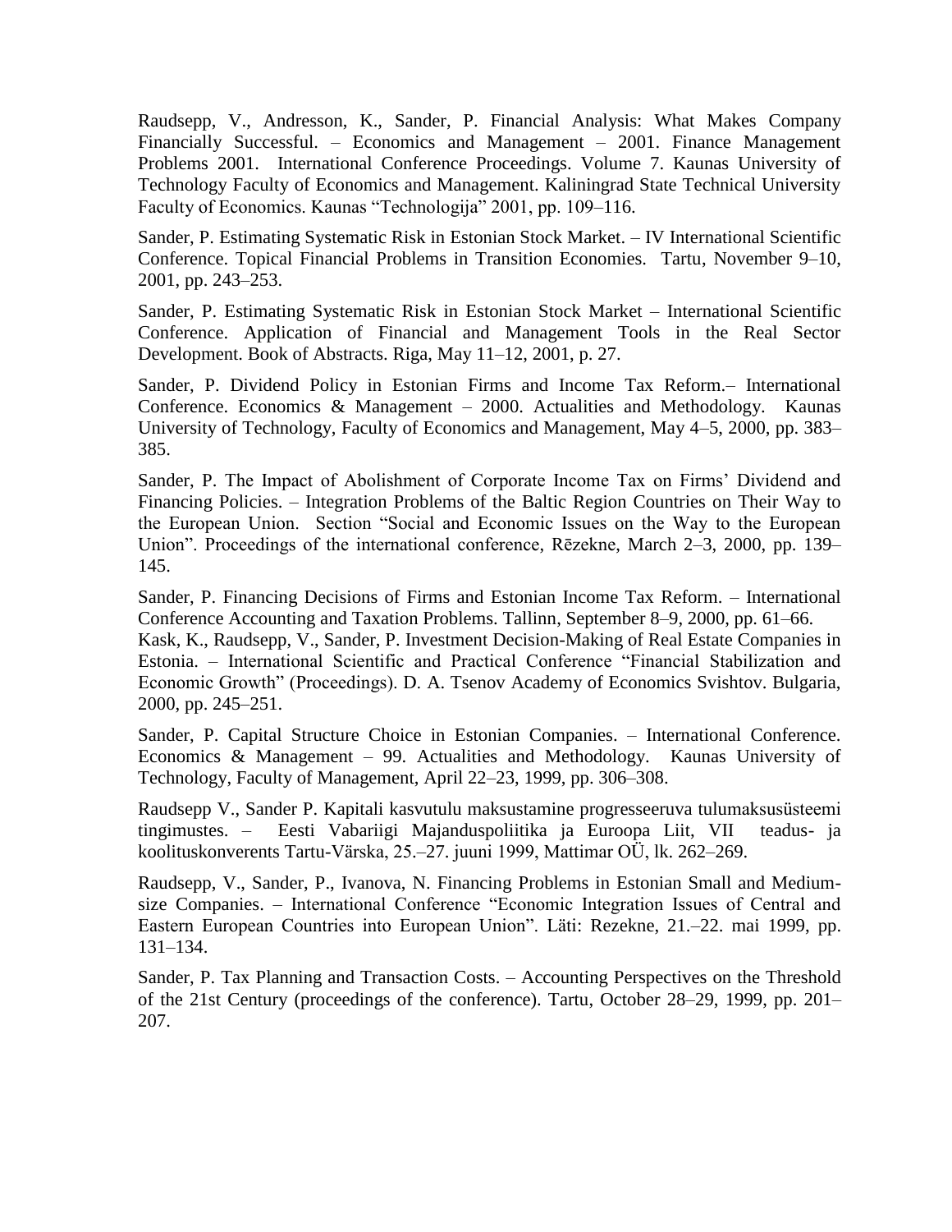Raudsepp, V., Andresson, K., Sander, P. Financial Analysis: What Makes Company Financially Successful. – Economics and Management – 2001. Finance Management Problems 2001. International Conference Proceedings. Volume 7. Kaunas University of Technology Faculty of Economics and Management. Kaliningrad State Technical University Faculty of Economics. Kaunas "Technologija" 2001, pp. 109–116.

Sander, P. Estimating Systematic Risk in Estonian Stock Market. – IV International Scientific Conference. Topical Financial Problems in Transition Economies. Tartu, November 9–10, 2001, pp. 243–253.

Sander, P. Estimating Systematic Risk in Estonian Stock Market – International Scientific Conference. Application of Financial and Management Tools in the Real Sector Development. Book of Abstracts. Riga, May 11–12, 2001, p. 27.

Sander, P. Dividend Policy in Estonian Firms and Income Tax Reform.– International Conference. Economics & Management – 2000. Actualities and Methodology. Kaunas University of Technology, Faculty of Economics and Management, May 4–5, 2000, pp. 383–385.

Sander, P. The Impact of Abolishment of Corporate Income Tax on Firms' Dividend and Financing Policies. – Integration Problems of the Baltic Region Countries on Their Way to the European Union. Section "Social and Economic Issues on the Way to the European Union". Proceedings of the international conference, Rēzekne, March 2–3, 2000, pp. 139–145.

Sander, P. Financing Decisions of Firms and Estonian Income Tax Reform. – International Conference Accounting and Taxation Problems. Tallinn, September 8–9, 2000, pp. 61–66.

Kask, K., Raudsepp, V., Sander, P. Investment Decision-Making of Real Estate Companies in Estonia. – International Scientific and Practical Conference "Financial Stabilization and Economic Growth" (Proceedings). D. A. Tsenov Academy of Economics Svishtov. Bulgaria, 2000, pp. 245–251.

Sander, P. Capital Structure Choice in Estonian Companies. – International Conference. Economics & Management – 99. Actualities and Methodology. Kaunas University of Technology, Faculty of Management, April 22–23, 1999, pp. 306–308.

Raudsepp V., Sander P. Kapitali kasvutulu maksustamine progresseeruva tulumaksusüsteemi tingimustes. – Eesti Vabariigi Majanduspoliitika ja Euroopa Liit, VII teadus- ja koolituskonverents Tartu-Värska, 25.–27. juuni 1999, Mattimar OÜ, lk. 262–269.

Raudsepp, V., Sander, P., Ivanova, N. Financing Problems in Estonian Small and Medium-size Companies. – International Conference "Economic Integration Issues of Central and Eastern European Countries into European Union". Läti: Rezekne, 21.–22. mai 1999, pp. 131–134.

Sander, P. Tax Planning and Transaction Costs. – Accounting Perspectives on the Threshold of the 21st Century (proceedings of the conference). Tartu, October 28–29, 1999, pp. 201–207.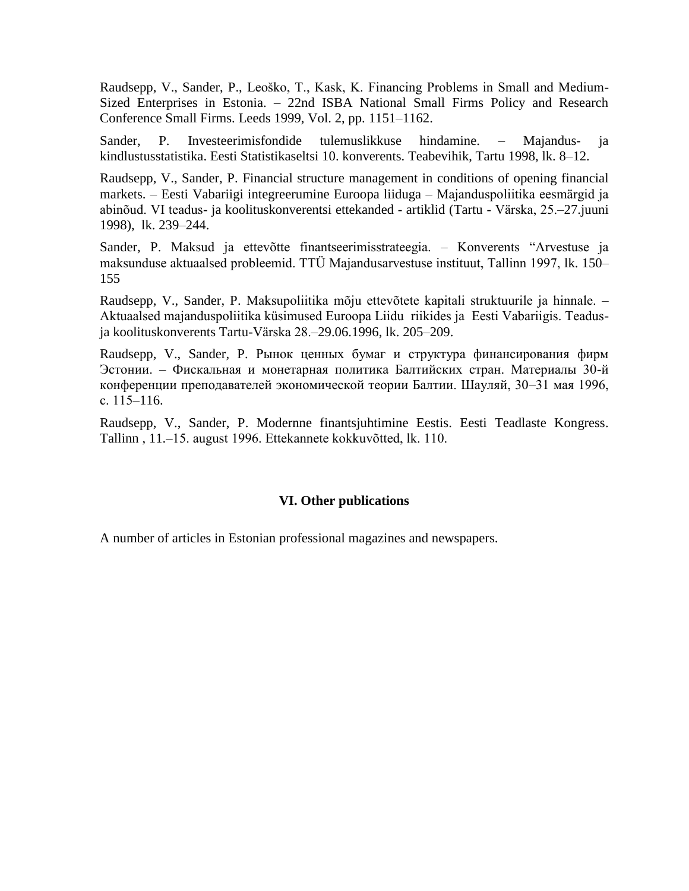Raudsepp, V., Sander, P., Leoško, T., Kask, K. Financing Problems in Small and Medium-Sized Enterprises in Estonia. – 22nd ISBA National Small Firms Policy and Research Conference Small Firms. Leeds 1999, Vol. 2, pp. 1151–1162.

Sander, P. Investeerimisfondide tulemuslikkuse hindamine. – Majandus- ja kindlustusstatistika. Eesti Statistikaseltsi 10. konverents. Teabevihik, Tartu 1998, lk. 8–12.

Raudsepp, V., Sander, P. Financial structure management in conditions of opening financial markets. – Eesti Vabariigi integreerumine Euroopa liiduga – Majanduspoliitika eesmärgid ja abinõud. VI teadus- ja koolituskonverentsi ettekanded - artiklid (Tartu - Värska, 25.–27.juuni 1998), lk. 239–244.

Sander, P. Maksud ja ettevõtte finantseerimisstrateegia. – Konverents "Arvestuse ja maksunduse aktuaalsed probleemid. TTÜ Majandusarvestuse instituut, Tallinn 1997, lk. 150–155

Raudsepp, V., Sander, P. Maksupoliitika mõju ettevõtete kapitali struktuurile ja hinnale. – Aktuaalsed majanduspoliitika küsimused Euroopa Liidu riikides ja Eesti Vabariigis. Teadus- ja koolituskonverents Tartu-Värska 28.–29.06.1996, lk. 205–209.

Raudsepp, V., Sander, P. Рынок ценных бумаг и структура финансирования фирм Эстонии. – Фискальная и монетарная политика Балтийских стран. Материалы 30-й конференции преподавателей экономической теории Балтии. Шауляй, 30–31 мая 1996, с. 115–116.

Raudsepp, V., Sander, P. Modernne finantsjuhtimine Eestis. Eesti Teadlaste Kongress. Tallinn , 11.–15. august 1996. Ettekannete kokkuvõtted, lk. 110.

## VI. Other publications

A number of articles in Estonian professional magazines and newspapers.